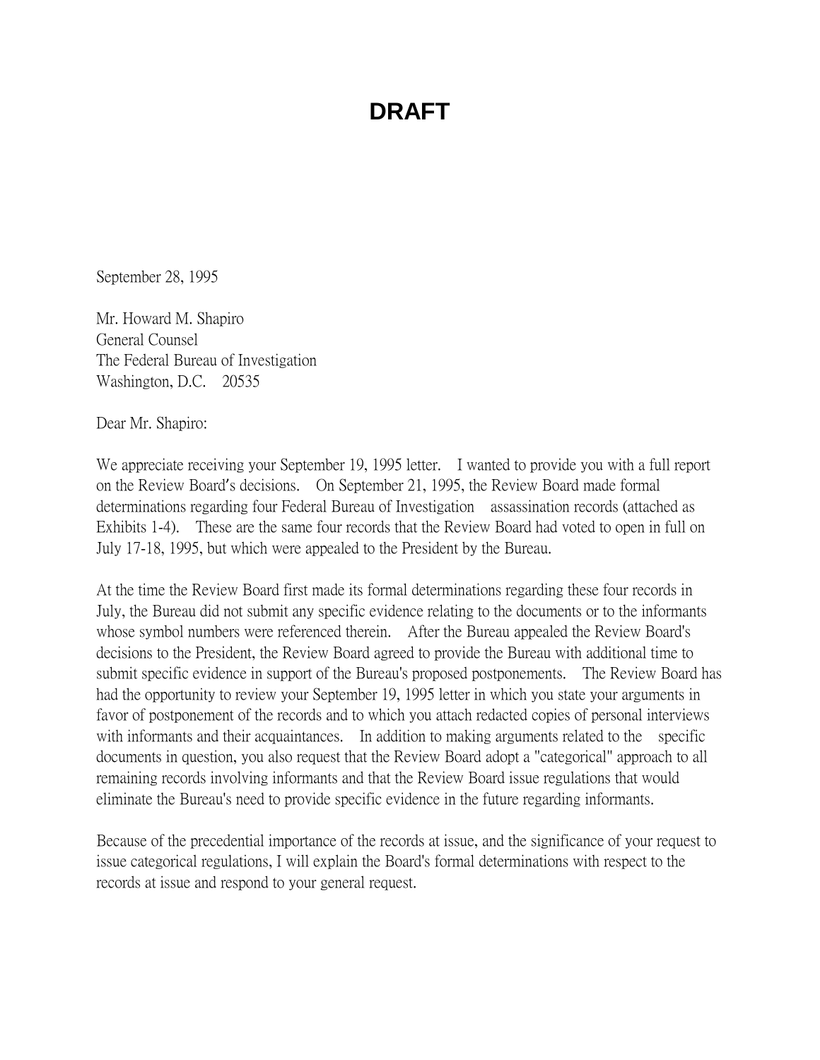# DRAFT

September 28, 1995

Mr. Howard M. Shapiro
General Counsel
The Federal Bureau of Investigation
Washington, D.C. 20535

Dear Mr. Shapiro:

We appreciate receiving your September 19, 1995 letter. I wanted to provide you with a full report on the Review Board's decisions. On September 21, 1995, the Review Board made formal determinations regarding four Federal Bureau of Investigation assassination records (attached as Exhibits 1-4). These are the same four records that the Review Board had voted to open in full on July 17-18, 1995, but which were appealed to the President by the Bureau.

At the time the Review Board first made its formal determinations regarding these four records in July, the Bureau did not submit any specific evidence relating to the documents or to the informants whose symbol numbers were referenced therein. After the Bureau appealed the Review Board's decisions to the President, the Review Board agreed to provide the Bureau with additional time to submit specific evidence in support of the Bureau's proposed postponements. The Review Board has had the opportunity to review your September 19, 1995 letter in which you state your arguments in favor of postponement of the records and to which you attach redacted copies of personal interviews with informants and their acquaintances. In addition to making arguments related to the specific documents in question, you also request that the Review Board adopt a "categorical" approach to all remaining records involving informants and that the Review Board issue regulations that would eliminate the Bureau's need to provide specific evidence in the future regarding informants.

Because of the precedential importance of the records at issue, and the significance of your request to issue categorical regulations, I will explain the Board's formal determinations with respect to the records at issue and respond to your general request.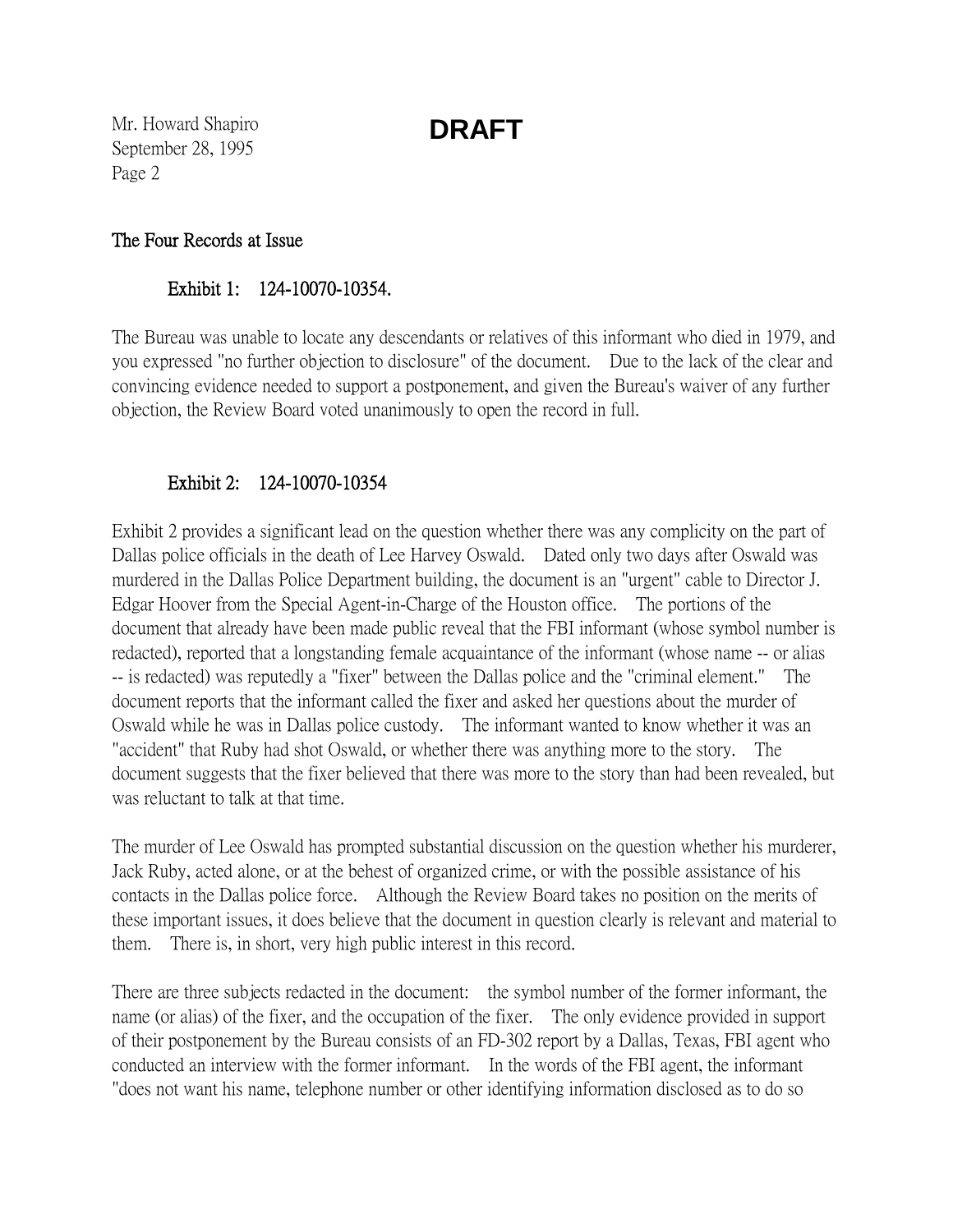**DRAFT**

### The Four Records at Issue

#### Exhibit 1: 124-10070-10354.

The Bureau was unable to locate any descendants or relatives of this informant who died in 1979, and you expressed "no further objection to disclosure" of the document. Due to the lack of the clear and convincing evidence needed to support a postponement, and given the Bureau's waiver of any further objection, the Review Board voted unanimously to open the record in full.

#### Exhibit 2: 124-10070-10354

Exhibit 2 provides a significant lead on the question whether there was any complicity on the part of Dallas police officials in the death of Lee Harvey Oswald. Dated only two days after Oswald was murdered in the Dallas Police Department building, the document is an "urgent" cable to Director J. Edgar Hoover from the Special Agent-in-Charge of the Houston office. The portions of the document that already have been made public reveal that the FBI informant (whose symbol number is redacted), reported that a longstanding female acquaintance of the informant (whose name -- or alias -- is redacted) was reputedly a "fixer" between the Dallas police and the "criminal element." The document reports that the informant called the fixer and asked her questions about the murder of Oswald while he was in Dallas police custody. The informant wanted to know whether it was an "accident" that Ruby had shot Oswald, or whether there was anything more to the story. The document suggests that the fixer believed that there was more to the story than had been revealed, but was reluctant to talk at that time.

The murder of Lee Oswald has prompted substantial discussion on the question whether his murderer, Jack Ruby, acted alone, or at the behest of organized crime, or with the possible assistance of his contacts in the Dallas police force. Although the Review Board takes no position on the merits of these important issues, it does believe that the document in question clearly is relevant and material to them. There is, in short, very high public interest in this record.

There are three subjects redacted in the document: the symbol number of the former informant, the name (or alias) of the fixer, and the occupation of the fixer. The only evidence provided in support of their postponement by the Bureau consists of an FD-302 report by a Dallas, Texas, FBI agent who conducted an interview with the former informant. In the words of the FBI agent, the informant "does not want his name, telephone number or other identifying information disclosed as to do so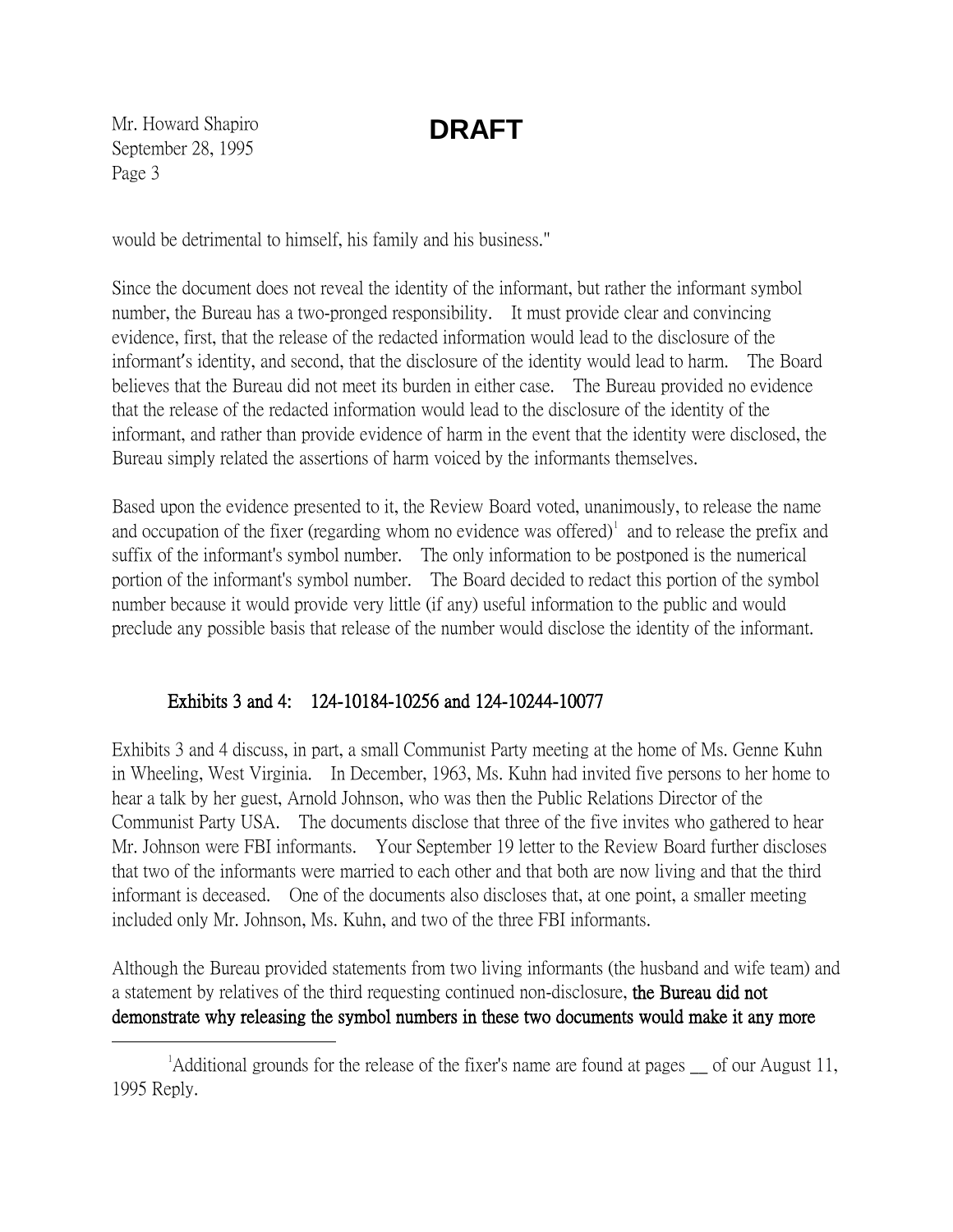would be detrimental to himself, his family and his business."

Since the document does not reveal the identity of the informant, but rather the informant symbol number, the Bureau has a two-pronged responsibility. It must provide clear and convincing evidence, first, that the release of the redacted information would lead to the disclosure of the informant's identity, and second, that the disclosure of the identity would lead to harm. The Board believes that the Bureau did not meet its burden in either case. The Bureau provided no evidence that the release of the redacted information would lead to the disclosure of the identity of the informant, and rather than provide evidence of harm in the event that the identity were disclosed, the Bureau simply related the assertions of harm voiced by the informants themselves.

Based upon the evidence presented to it, the Review Board voted, unanimously, to release the name and occupation of the fixer (regarding whom no evidence was offered)[1] and to release the prefix and suffix of the informant's symbol number. The only information to be postponed is the numerical portion of the informant's symbol number. The Board decided to redact this portion of the symbol number because it would provide very little (if any) useful information to the public and would preclude any possible basis that release of the number would disclose the identity of the informant.

**Exhibits 3 and 4: 124-10184-10256 and 124-10244-10077**

Exhibits 3 and 4 discuss, in part, a small Communist Party meeting at the home of Ms. Genne Kuhn in Wheeling, West Virginia. In December, 1963, Ms. Kuhn had invited five persons to her home to hear a talk by her guest, Arnold Johnson, who was then the Public Relations Director of the Communist Party USA. The documents disclose that three of the five invites who gathered to hear Mr. Johnson were FBI informants. Your September 19 letter to the Review Board further discloses that two of the informants were married to each other and that both are now living and that the third informant is deceased. One of the documents also discloses that, at one point, a smaller meeting included only Mr. Johnson, Ms. Kuhn, and two of the three FBI informants.

Although the Bureau provided statements from two living informants (the husband and wife team) and a statement by relatives of the third requesting continued non-disclosure, **the Bureau did not demonstrate why releasing the symbol numbers in these two documents would make it any more**

---

[1] Additional grounds for the release of the fixer's name are found at pages __ of our August 11, 1995 Reply.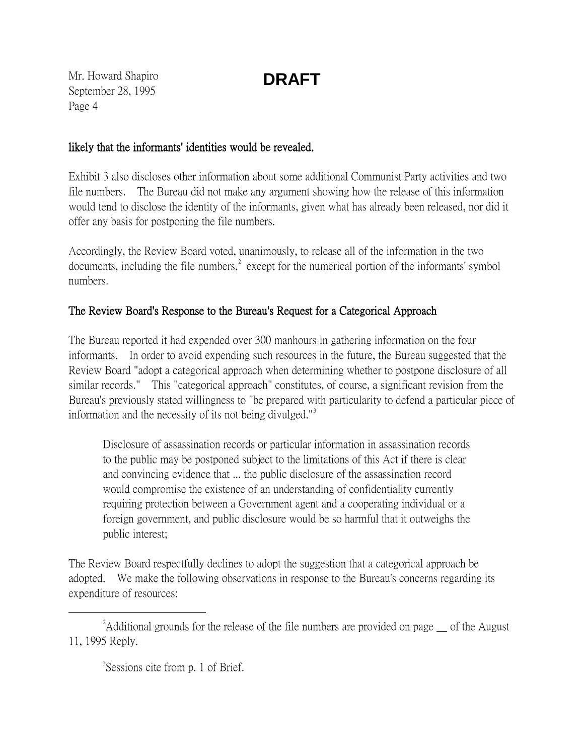**DRAFT**

**likely that the informants' identities would be revealed.**

Exhibit 3 also discloses other information about some additional Communist Party activities and two file numbers. The Bureau did not make any argument showing how the release of this information would tend to disclose the identity of the informants, given what has already been released, nor did it offer any basis for postponing the file numbers.

Accordingly, the Review Board voted, unanimously, to release all of the information in the two documents, including the file numbers,[2] except for the numerical portion of the informants' symbol numbers.

**The Review Board's Response to the Bureau's Request for a Categorical Approach**

The Bureau reported it had expended over 300 manhours in gathering information on the four informants. In order to avoid expending such resources in the future, the Bureau suggested that the Review Board "adopt a categorical approach when determining whether to postpone disclosure of all similar records." This "categorical approach" constitutes, of course, a significant revision from the Bureau's previously stated willingness to "be prepared with particularity to defend a particular piece of information and the necessity of its not being divulged."[3]

> Disclosure of assassination records or particular information in assassination records to the public may be postponed subject to the limitations of this Act if there is clear and convincing evidence that ... the public disclosure of the assassination record would compromise the existence of an understanding of confidentiality currently requiring protection between a Government agent and a cooperating individual or a foreign government, and public disclosure would be so harmful that it outweighs the public interest;

The Review Board respectfully declines to adopt the suggestion that a categorical approach be adopted. We make the following observations in response to the Bureau's concerns regarding its expenditure of resources:

---

[2] Additional grounds for the release of the file numbers are provided on page __ of the August 11, 1995 Reply.

[3] Sessions cite from p. 1 of Brief.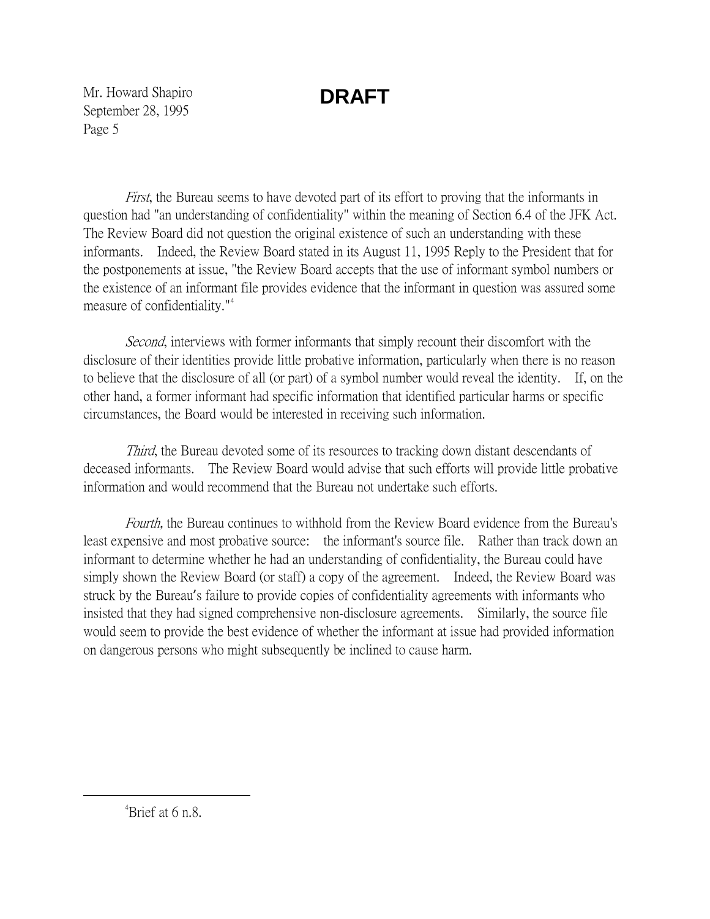**DRAFT**

*First*, the Bureau seems to have devoted part of its effort to proving that the informants in question had "an understanding of confidentiality" within the meaning of Section 6.4 of the JFK Act. The Review Board did not question the original existence of such an understanding with these informants. Indeed, the Review Board stated in its August 11, 1995 Reply to the President that for the postponements at issue, "the Review Board accepts that the use of informant symbol numbers or the existence of an informant file provides evidence that the informant in question was assured some measure of confidentiality."[4]

*Second*, interviews with former informants that simply recount their discomfort with the disclosure of their identities provide little probative information, particularly when there is no reason to believe that the disclosure of all (or part) of a symbol number would reveal the identity. If, on the other hand, a former informant had specific information that identified particular harms or specific circumstances, the Board would be interested in receiving such information.

*Third*, the Bureau devoted some of its resources to tracking down distant descendants of deceased informants. The Review Board would advise that such efforts will provide little probative information and would recommend that the Bureau not undertake such efforts.

*Fourth,* the Bureau continues to withhold from the Review Board evidence from the Bureau's least expensive and most probative source: the informant's source file. Rather than track down an informant to determine whether he had an understanding of confidentiality, the Bureau could have simply shown the Review Board (or staff) a copy of the agreement. Indeed, the Review Board was struck by the Bureau's failure to provide copies of confidentiality agreements with informants who insisted that they had signed comprehensive non-disclosure agreements. Similarly, the source file would seem to provide the best evidence of whether the informant at issue had provided information on dangerous persons who might subsequently be inclined to cause harm.

---

[4] Brief at 6 n.8.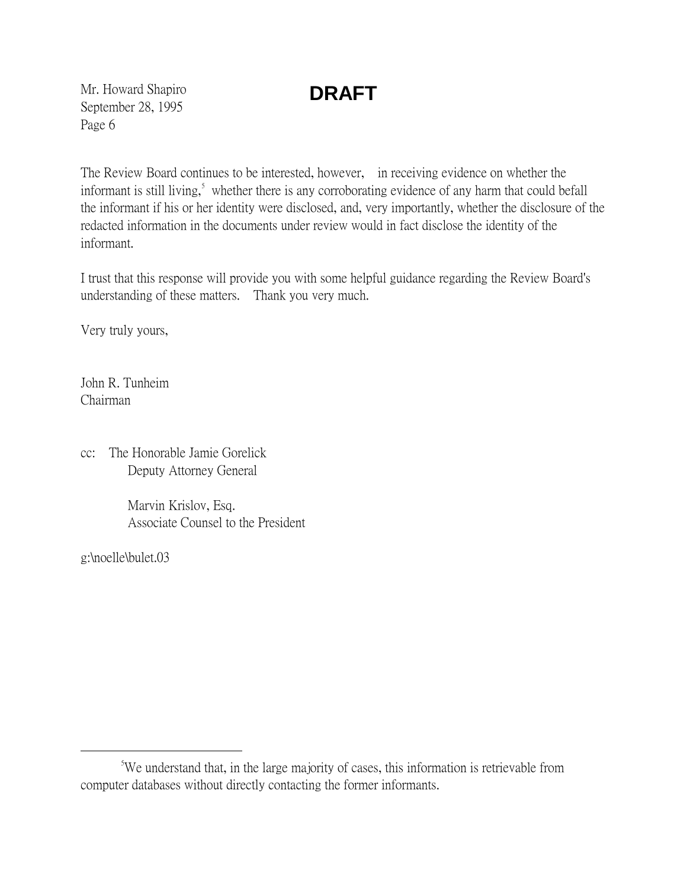**DRAFT**

The Review Board continues to be interested, however, in receiving evidence on whether the informant is still living,[5] whether there is any corroborating evidence of any harm that could befall the informant if his or her identity were disclosed, and, very importantly, whether the disclosure of the redacted information in the documents under review would in fact disclose the identity of the informant.

I trust that this response will provide you with some helpful guidance regarding the Review Board's understanding of these matters. Thank you very much.

Very truly yours,

John R. Tunheim
Chairman

cc: The Honorable Jamie Gorelick
Deputy Attorney General

Marvin Krislov, Esq.
Associate Counsel to the President

g:\noelle\bulet.03

---

[5] We understand that, in the large majority of cases, this information is retrievable from computer databases without directly contacting the former informants.